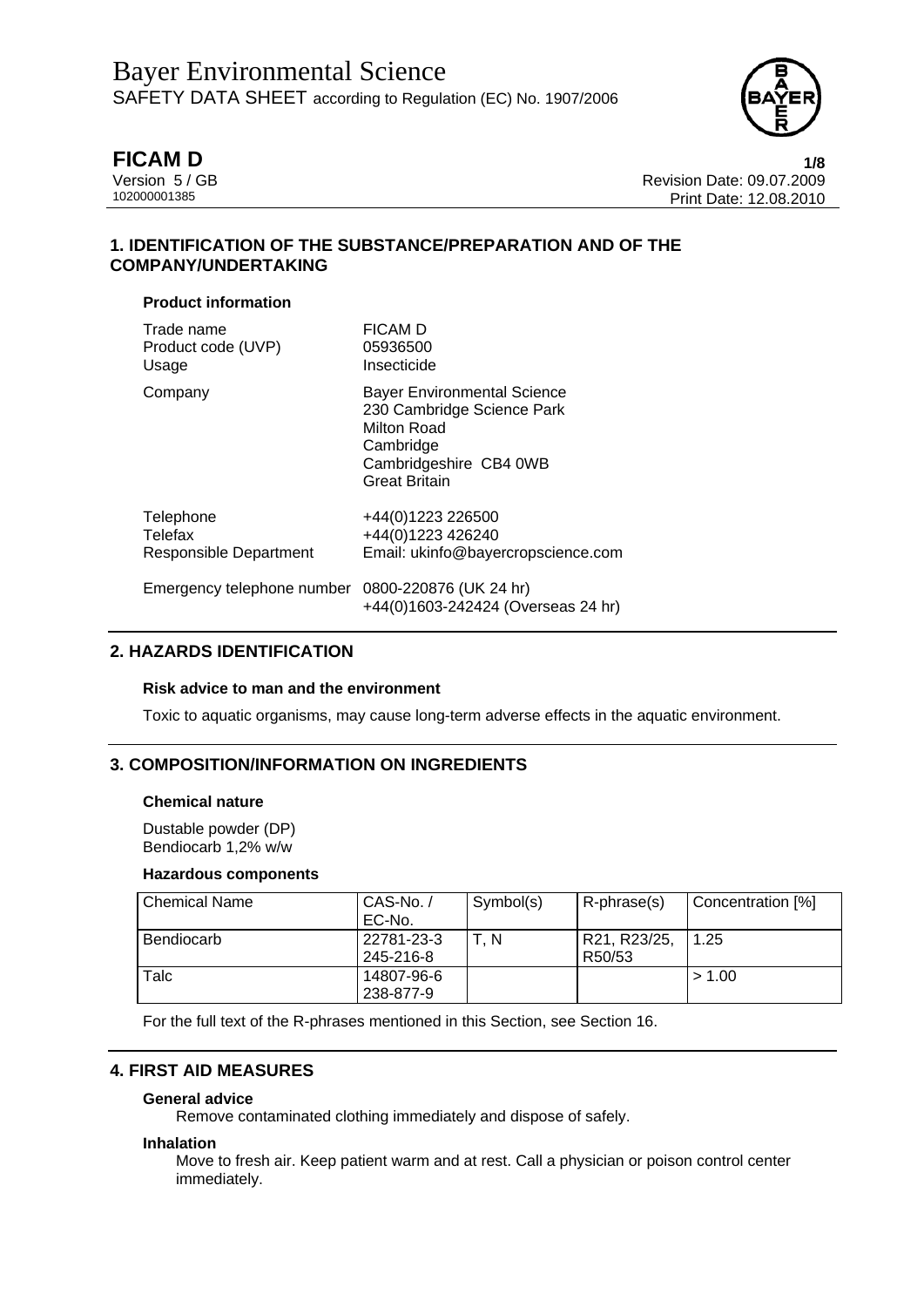# Bayer Environmental Science

SAFETY DATA SHEET according to Regulation (EC) No. 1907/2006

**FICAM D**

Version 5 / GB
102000001385

Revision Date: 09.07.2009
Print Date: 12.08.2010

## 1. IDENTIFICATION OF THE SUBSTANCE/PREPARATION AND OF THE COMPANY/UNDERTAKING

### Product information

| | |
|---|---|
| Trade name | FICAM D |
| Product code (UVP) | 05936500 |
| Usage | Insecticide |
| Company | Bayer Environmental Science<br>230 Cambridge Science Park<br>Milton Road<br>Cambridge<br>Cambridgeshire CB4 0WB<br>Great Britain |
| Telephone | +44(0)1223 226500 |
| Telefax | +44(0)1223 426240 |
| Responsible Department | Email: ukinfo@bayercropscience.com |
| Emergency telephone number | 0800-220876 (UK 24 hr)<br>+44(0)1603-242424 (Overseas 24 hr) |

## 2. HAZARDS IDENTIFICATION

### Risk advice to man and the environment

Toxic to aquatic organisms, may cause long-term adverse effects in the aquatic environment.

## 3. COMPOSITION/INFORMATION ON INGREDIENTS

### Chemical nature

Dustable powder (DP)
Bendiocarb 1,2% w/w

### Hazardous components

| Chemical Name | CAS-No. / EC-No. | Symbol(s) | R-phrase(s) | Concentration [%] |
|---|---|---|---|---|
| Bendiocarb | 22781-23-3<br>245-216-8 | T, N | R21, R23/25, R50/53 | 1.25 |
| Talc | 14807-96-6<br>238-877-9 | | | > 1.00 |

For the full text of the R-phrases mentioned in this Section, see Section 16.

## 4. FIRST AID MEASURES

### General advice

Remove contaminated clothing immediately and dispose of safely.

### Inhalation

Move to fresh air. Keep patient warm and at rest. Call a physician or poison control center immediately.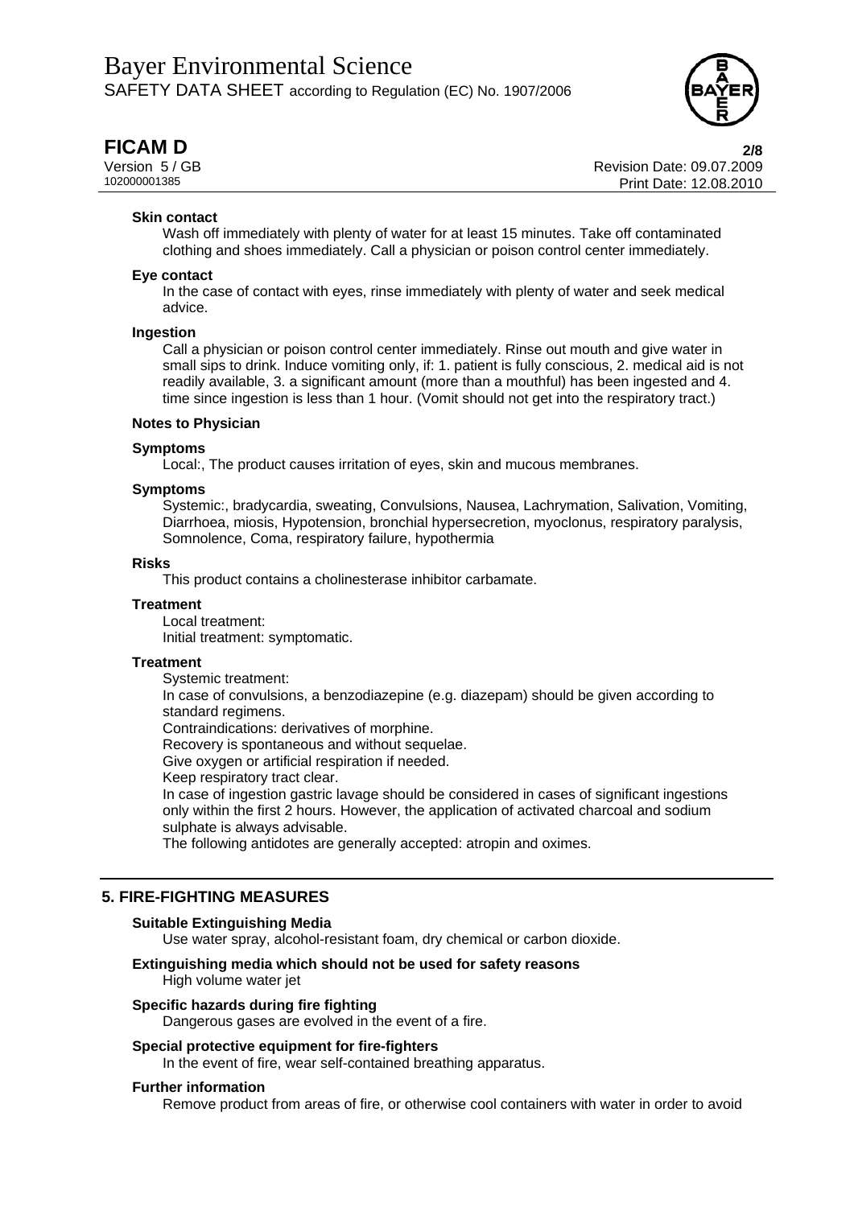**Skin contact**

Wash off immediately with plenty of water for at least 15 minutes. Take off contaminated clothing and shoes immediately. Call a physician or poison control center immediately.

**Eye contact**

In the case of contact with eyes, rinse immediately with plenty of water and seek medical advice.

**Ingestion**

Call a physician or poison control center immediately. Rinse out mouth and give water in small sips to drink. Induce vomiting only, if: 1. patient is fully conscious, 2. medical aid is not readily available, 3. a significant amount (more than a mouthful) has been ingested and 4. time since ingestion is less than 1 hour. (Vomit should not get into the respiratory tract.)

**Notes to Physician**

**Symptoms**

Local:, The product causes irritation of eyes, skin and mucous membranes.

**Symptoms**

Systemic:, bradycardia, sweating, Convulsions, Nausea, Lachrymation, Salivation, Vomiting, Diarrhoea, miosis, Hypotension, bronchial hypersecretion, myoclonus, respiratory paralysis, Somnolence, Coma, respiratory failure, hypothermia

**Risks**

This product contains a cholinesterase inhibitor carbamate.

**Treatment**

Local treatment:
Initial treatment: symptomatic.

**Treatment**

Systemic treatment:
In case of convulsions, a benzodiazepine (e.g. diazepam) should be given according to standard regimens.
Contraindications: derivatives of morphine.
Recovery is spontaneous and without sequelae.
Give oxygen or artificial respiration if needed.
Keep respiratory tract clear.
In case of ingestion gastric lavage should be considered in cases of significant ingestions only within the first 2 hours. However, the application of activated charcoal and sodium sulphate is always advisable.
The following antidotes are generally accepted: atropin and oximes.

## 5. FIRE-FIGHTING MEASURES

**Suitable Extinguishing Media**

Use water spray, alcohol-resistant foam, dry chemical or carbon dioxide.

**Extinguishing media which should not be used for safety reasons**

High volume water jet

**Specific hazards during fire fighting**

Dangerous gases are evolved in the event of a fire.

**Special protective equipment for fire-fighters**

In the event of fire, wear self-contained breathing apparatus.

**Further information**

Remove product from areas of fire, or otherwise cool containers with water in order to avoid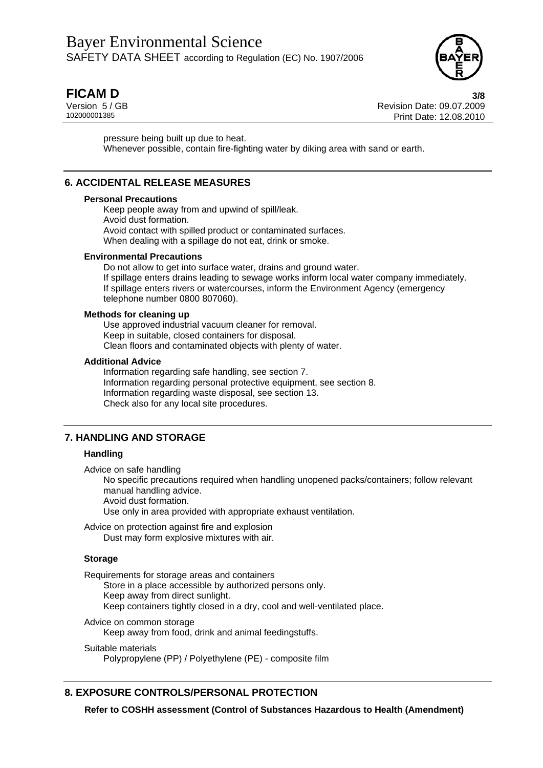pressure being built up due to heat.
Whenever possible, contain fire-fighting water by diking area with sand or earth.

## 6. ACCIDENTAL RELEASE MEASURES

**Personal Precautions**

Keep people away from and upwind of spill/leak.
Avoid dust formation.
Avoid contact with spilled product or contaminated surfaces.
When dealing with a spillage do not eat, drink or smoke.

**Environmental Precautions**

Do not allow to get into surface water, drains and ground water.
If spillage enters drains leading to sewage works inform local water company immediately.
If spillage enters rivers or watercourses, inform the Environment Agency (emergency telephone number 0800 807060).

**Methods for cleaning up**

Use approved industrial vacuum cleaner for removal.
Keep in suitable, closed containers for disposal.
Clean floors and contaminated objects with plenty of water.

**Additional Advice**

Information regarding safe handling, see section 7.
Information regarding personal protective equipment, see section 8.
Information regarding waste disposal, see section 13.
Check also for any local site procedures.

## 7. HANDLING AND STORAGE

### Handling

Advice on safe handling

No specific precautions required when handling unopened packs/containers; follow relevant manual handling advice.
Avoid dust formation.
Use only in area provided with appropriate exhaust ventilation.

Advice on protection against fire and explosion

Dust may form explosive mixtures with air.

### Storage

Requirements for storage areas and containers

Store in a place accessible by authorized persons only.
Keep away from direct sunlight.
Keep containers tightly closed in a dry, cool and well-ventilated place.

Advice on common storage

Keep away from food, drink and animal feedingstuffs.

Suitable materials

Polypropylene (PP) / Polyethylene (PE) - composite film

## 8. EXPOSURE CONTROLS/PERSONAL PROTECTION

**Refer to COSHH assessment (Control of Substances Hazardous to Health (Amendment)**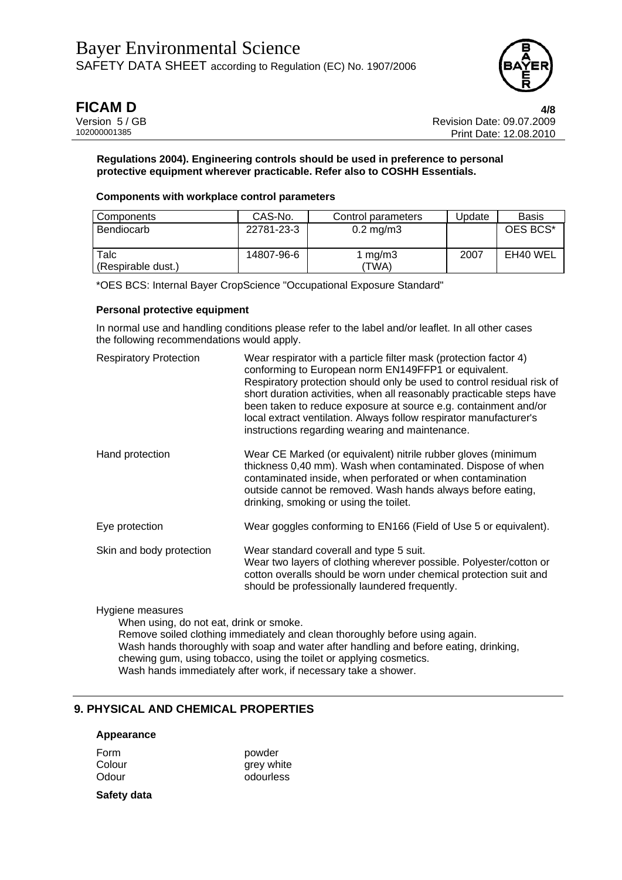**Regulations 2004). Engineering controls should be used in preference to personal protective equipment wherever practicable. Refer also to COSHH Essentials.**

**Components with workplace control parameters**

| Components | CAS-No. | Control parameters | Update | Basis |
|---|---|---|---|---|
| Bendiocarb | 22781-23-3 | 0.2 mg/m3 | | OES BCS* |
| Talc (Respirable dust.) | 14807-96-6 | 1 mg/m3 (TWA) | 2007 | EH40 WEL |

*OES BCS: Internal Bayer CropScience "Occupational Exposure Standard"

**Personal protective equipment**

In normal use and handling conditions please refer to the label and/or leaflet. In all other cases the following recommendations would apply.

Respiratory Protection: Wear respirator with a particle filter mask (protection factor 4) conforming to European norm EN149FFP1 or equivalent. Respiratory protection should only be used to control residual risk of short duration activities, when all reasonably practicable steps have been taken to reduce exposure at source e.g. containment and/or local extract ventilation. Always follow respirator manufacturer's instructions regarding wearing and maintenance.

Hand protection: Wear CE Marked (or equivalent) nitrile rubber gloves (minimum thickness 0,40 mm). Wash when contaminated. Dispose of when contaminated inside, when perforated or when contamination outside cannot be removed. Wash hands always before eating, drinking, smoking or using the toilet.

Eye protection: Wear goggles conforming to EN166 (Field of Use 5 or equivalent).

Skin and body protection: Wear standard coverall and type 5 suit. Wear two layers of clothing wherever possible. Polyester/cotton or cotton overalls should be worn under chemical protection suit and should be professionally laundered frequently.

Hygiene measures

When using, do not eat, drink or smoke.
Remove soiled clothing immediately and clean thoroughly before using again.
Wash hands thoroughly with soap and water after handling and before eating, drinking, chewing gum, using tobacco, using the toilet or applying cosmetics.
Wash hands immediately after work, if necessary take a shower.

## 9. PHYSICAL AND CHEMICAL PROPERTIES

**Appearance**

Form: powder
Colour: grey white
Odour: odourless

**Safety data**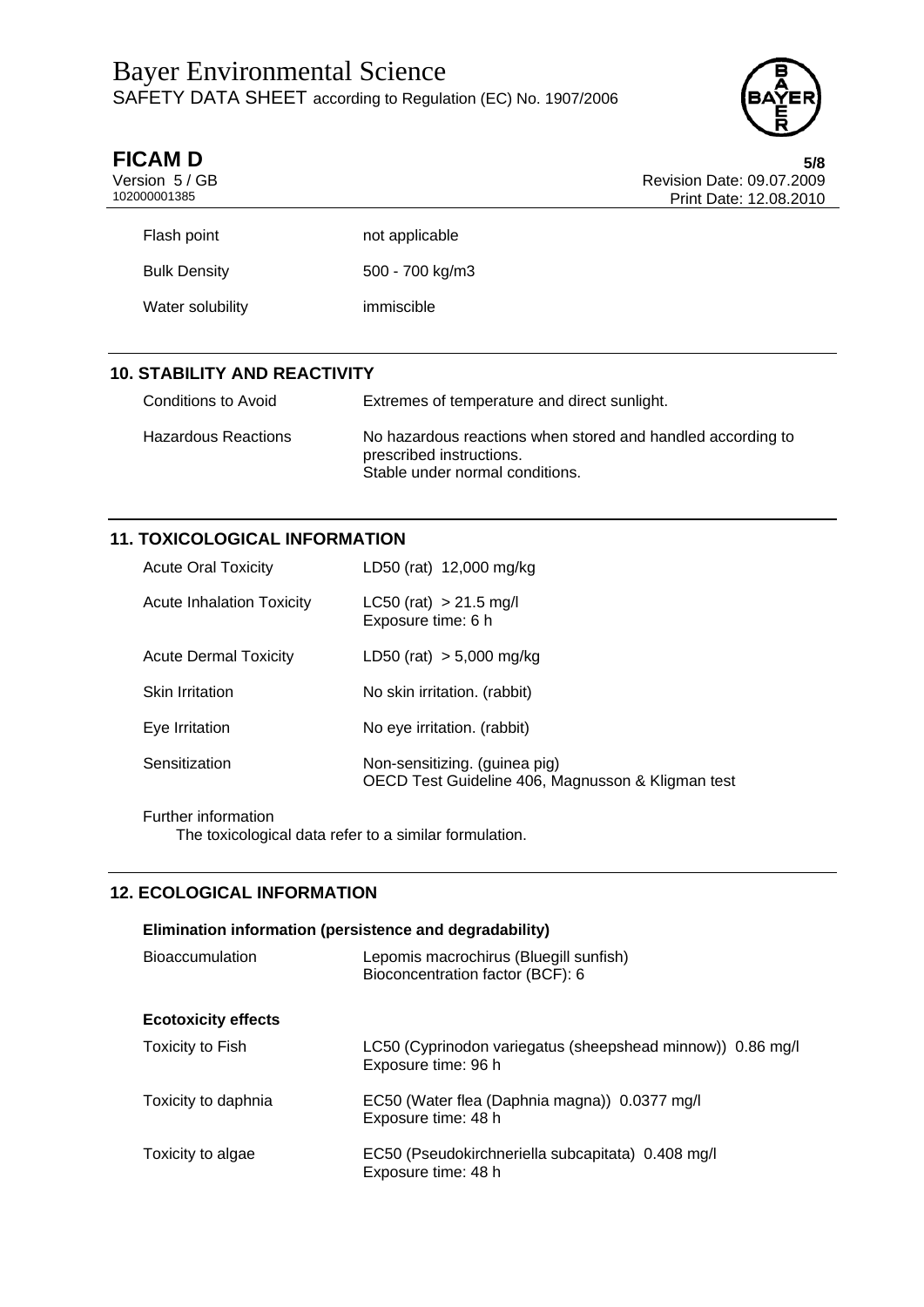| | |
|---|---|
| Flash point | not applicable |
| Bulk Density | 500 - 700 kg/m3 |
| Water solubility | immiscible |

## 10. STABILITY AND REACTIVITY

| | |
|---|---|
| Conditions to Avoid | Extremes of temperature and direct sunlight. |
| Hazardous Reactions | No hazardous reactions when stored and handled according to prescribed instructions.<br>Stable under normal conditions. |

## 11. TOXICOLOGICAL INFORMATION

| | |
|---|---|
| Acute Oral Toxicity | LD50 (rat) 12,000 mg/kg |
| Acute Inhalation Toxicity | LC50 (rat) > 21.5 mg/l<br>Exposure time: 6 h |
| Acute Dermal Toxicity | LD50 (rat) > 5,000 mg/kg |
| Skin Irritation | No skin irritation. (rabbit) |
| Eye Irritation | No eye irritation. (rabbit) |
| Sensitization | Non-sensitizing. (guinea pig)<br>OECD Test Guideline 406, Magnusson & Kligman test |

Further information

The toxicological data refer to a similar formulation.

## 12. ECOLOGICAL INFORMATION

**Elimination information (persistence and degradability)**

| | |
|---|---|
| Bioaccumulation | Lepomis macrochirus (Bluegill sunfish)<br>Bioconcentration factor (BCF): 6 |

**Ecotoxicity effects**

| | |
|---|---|
| Toxicity to Fish | LC50 (Cyprinodon variegatus (sheepshead minnow)) 0.86 mg/l<br>Exposure time: 96 h |
| Toxicity to daphnia | EC50 (Water flea (Daphnia magna)) 0.0377 mg/l<br>Exposure time: 48 h |
| Toxicity to algae | EC50 (Pseudokirchneriella subcapitata) 0.408 mg/l<br>Exposure time: 48 h |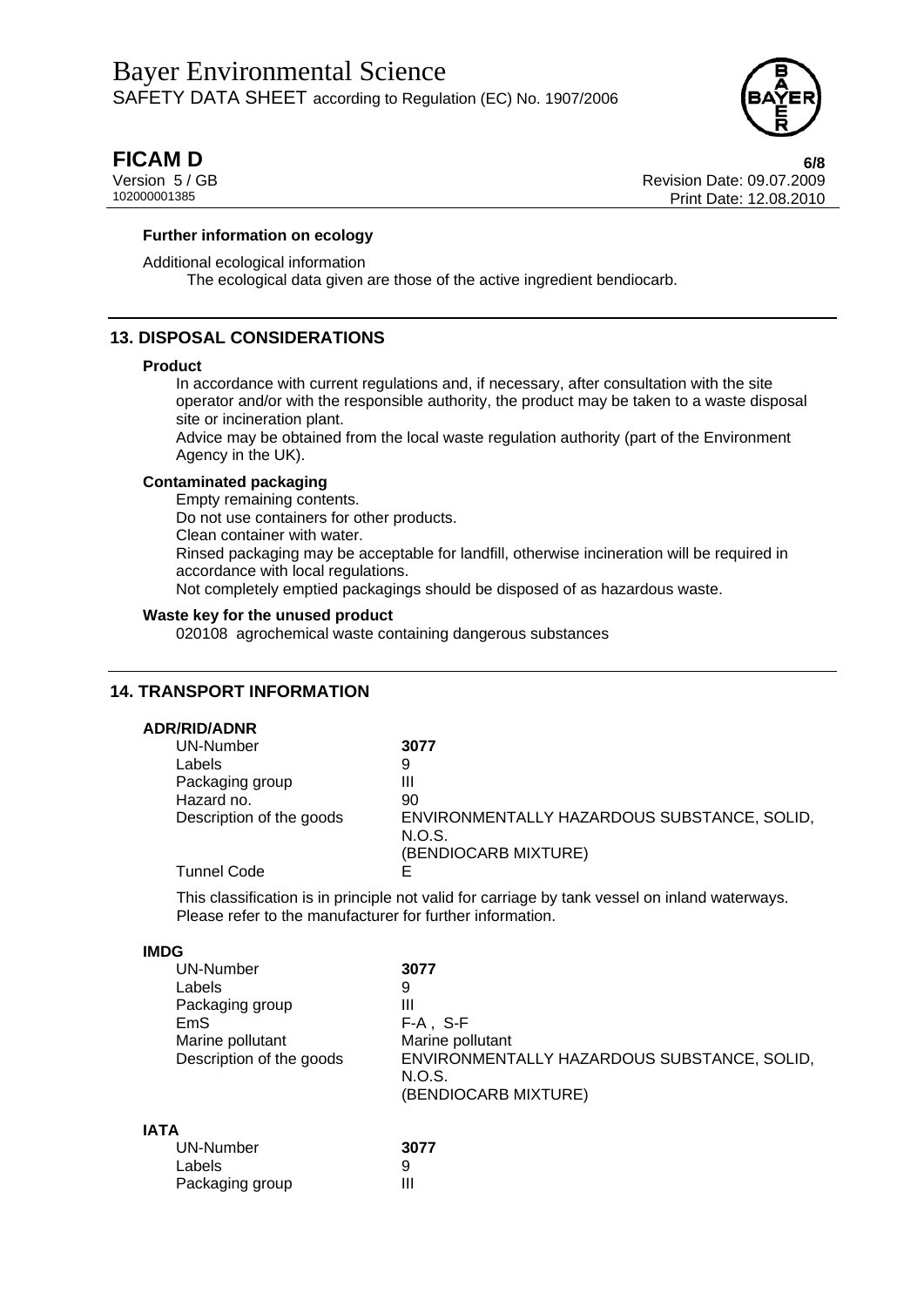**Further information on ecology**

Additional ecological information

The ecological data given are those of the active ingredient bendiocarb.

## 13. DISPOSAL CONSIDERATIONS

### Product

In accordance with current regulations and, if necessary, after consultation with the site operator and/or with the responsible authority, the product may be taken to a waste disposal site or incineration plant.

Advice may be obtained from the local waste regulation authority (part of the Environment Agency in the UK).

### Contaminated packaging

Empty remaining contents.

Do not use containers for other products.

Clean container with water.

Rinsed packaging may be acceptable for landfill, otherwise incineration will be required in accordance with local regulations.

Not completely emptied packagings should be disposed of as hazardous waste.

### Waste key for the unused product

020108 agrochemical waste containing dangerous substances

## 14. TRANSPORT INFORMATION

### ADR/RID/ADNR

| | |
|---|---|
| UN-Number | **3077** |
| Labels | 9 |
| Packaging group | III |
| Hazard no. | 90 |
| Description of the goods | ENVIRONMENTALLY HAZARDOUS SUBSTANCE, SOLID, N.O.S. (BENDIOCARB MIXTURE) |
| Tunnel Code | E |

This classification is in principle not valid for carriage by tank vessel on inland waterways. Please refer to the manufacturer for further information.

### IMDG

| | |
|---|---|
| UN-Number | **3077** |
| Labels | 9 |
| Packaging group | III |
| EmS | F-A , S-F |
| Marine pollutant | Marine pollutant |
| Description of the goods | ENVIRONMENTALLY HAZARDOUS SUBSTANCE, SOLID, N.O.S. (BENDIOCARB MIXTURE) |

### IATA

| | |
|---|---|
| UN-Number | **3077** |
| Labels | 9 |
| Packaging group | III |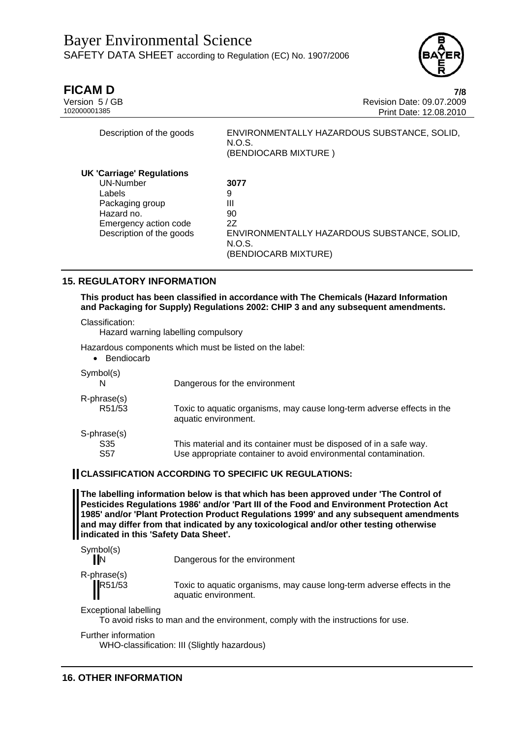| | |
|---|---|
| Description of the goods | ENVIRONMENTALLY HAZARDOUS SUBSTANCE, SOLID, N.O.S. (BENDIOCARB MIXTURE ) |

**UK 'Carriage' Regulations**

| | |
|---|---|
| UN-Number | **3077** |
| Labels | 9 |
| Packaging group | III |
| Hazard no. | 90 |
| Emergency action code | 2Z |
| Description of the goods | ENVIRONMENTALLY HAZARDOUS SUBSTANCE, SOLID, N.O.S. (BENDIOCARB MIXTURE) |

## 15. REGULATORY INFORMATION

**This product has been classified in accordance with The Chemicals (Hazard Information and Packaging for Supply) Regulations 2002: CHIP 3 and any subsequent amendments.**

Classification:
Hazard warning labelling compulsory

Hazardous components which must be listed on the label:

- Bendiocarb

Symbol(s)

| | |
|---|---|
| N | Dangerous for the environment |

R-phrase(s)

| | |
|---|---|
| R51/53 | Toxic to aquatic organisms, may cause long-term adverse effects in the aquatic environment. |

S-phrase(s)

| | |
|---|---|
| S35 | This material and its container must be disposed of in a safe way. |
| S57 | Use appropriate container to avoid environmental contamination. |

**CLASSIFICATION ACCORDING TO SPECIFIC UK REGULATIONS:**

**The labelling information below is that which has been approved under 'The Control of Pesticides Regulations 1986' and/or 'Part III of the Food and Environment Protection Act 1985' and/or 'Plant Protection Product Regulations 1999' and any subsequent amendments and may differ from that indicated by any toxicological and/or other testing otherwise indicated in this 'Safety Data Sheet'.**

Symbol(s)

| | |
|---|---|
| N | Dangerous for the environment |

R-phrase(s)

| | |
|---|---|
| R51/53 | Toxic to aquatic organisms, may cause long-term adverse effects in the aquatic environment. |

Exceptional labelling
To avoid risks to man and the environment, comply with the instructions for use.

Further information
WHO-classification: III (Slightly hazardous)

## 16. OTHER INFORMATION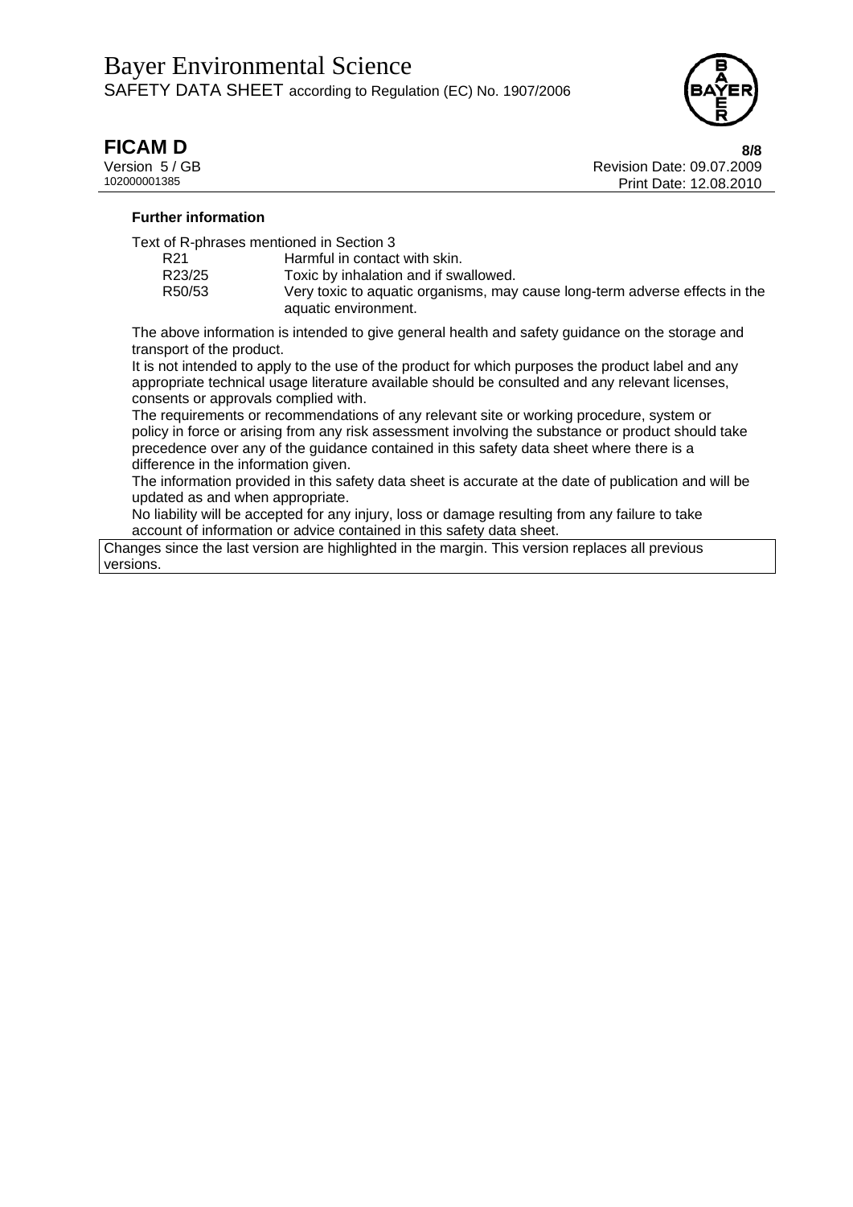**Further information**

Text of R-phrases mentioned in Section 3

| | |
|---|---|
| R21 | Harmful in contact with skin. |
| R23/25 | Toxic by inhalation and if swallowed. |
| R50/53 | Very toxic to aquatic organisms, may cause long-term adverse effects in the aquatic environment. |

The above information is intended to give general health and safety guidance on the storage and transport of the product.
It is not intended to apply to the use of the product for which purposes the product label and any appropriate technical usage literature available should be consulted and any relevant licenses, consents or approvals complied with.
The requirements or recommendations of any relevant site or working procedure, system or policy in force or arising from any risk assessment involving the substance or product should take precedence over any of the guidance contained in this safety data sheet where there is a difference in the information given.
The information provided in this safety data sheet is accurate at the date of publication and will be updated as and when appropriate.
No liability will be accepted for any injury, loss or damage resulting from any failure to take account of information or advice contained in this safety data sheet.

Changes since the last version are highlighted in the margin. This version replaces all previous versions.